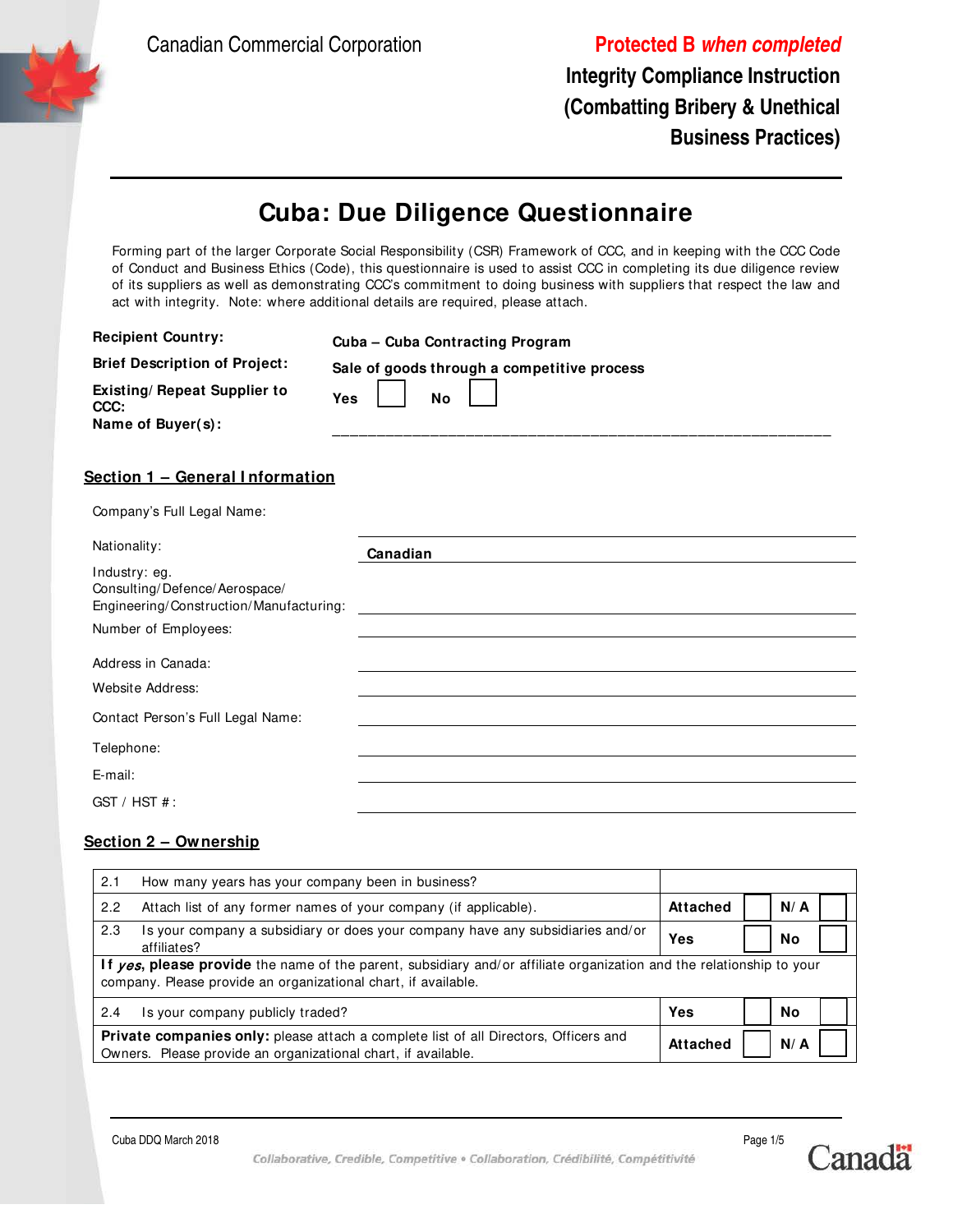Canadian Commercial Corporation

**Protected B *when completed***

**Integrity Compliance Instruction (Combatting Bribery & Unethical Business Practices)**

# Cuba: Due Diligence Questionnaire

Forming part of the larger Corporate Social Responsibility (CSR) Framework of CCC, and in keeping with the CCC Code of Conduct and Business Ethics (Code), this questionnaire is used to assist CCC in completing its due diligence review of its suppliers as well as demonstrating CCC's commitment to doing business with suppliers that respect the law and act with integrity. Note: where additional details are required, please attach.

| | |
|---|---|
| **Recipient Country:** | **Cuba – Cuba Contracting Program** |
| **Brief Description of Project:** | **Sale of goods through a competitive process** |
| **Existing/Repeat Supplier to CCC:** | **Yes** ☐ **No** ☐ |
| **Name of Buyer(s):** | ___________________________ |

## Section 1 – General Information

| | |
|---|---|
| Company's Full Legal Name: | |
| Nationality: | **Canadian** |
| Industry: eg. Consulting/Defence/Aerospace/ Engineering/Construction/Manufacturing: | |
| Number of Employees: | |
| Address in Canada: | |
| Website Address: | |
| Contact Person's Full Legal Name: | |
| Telephone: | |
| E-mail: | |
| GST / HST #: | |

## Section 2 – Ownership

| | | |
|---|---|---|
| 2.1 | How many years has your company been in business? | |
| 2.2 | Attach list of any former names of your company (if applicable). | **Attached** ☐ **N/A** ☐ |
| 2.3 | Is your company a subsidiary or does your company have any subsidiaries and/or affiliates? | **Yes** ☐ **No** ☐ |
| | **If *yes*, please provide** the name of the parent, subsidiary and/or affiliate organization and the relationship to your company. Please provide an organizational chart, if available. | |
| 2.4 | Is your company publicly traded? | **Yes** ☐ **No** ☐ |
| | **Private companies only:** please attach a complete list of all Directors, Officers and Owners. Please provide an organizational chart, if available. | **Attached** ☐ **N/A** ☐ |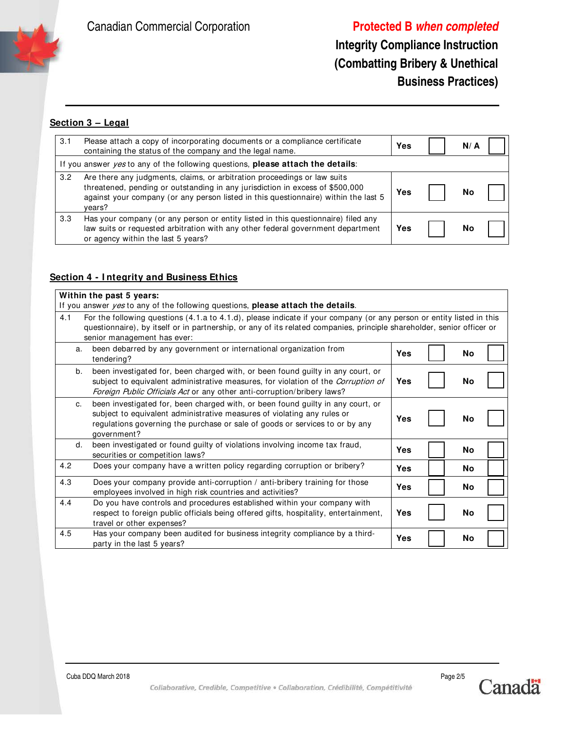## Section 3 – Legal

| | | | | | |
|---|---|---|---|---|---|
| 3.1 | Please attach a copy of incorporating documents or a compliance certificate containing the status of the company and the legal name. | **Yes** | ☐ | **N/A** | ☐ |
| If you answer *yes* to any of the following questions, **please attach the details**: | | | | | |
| 3.2 | Are there any judgments, claims, or arbitration proceedings or law suits threatened, pending or outstanding in any jurisdiction in excess of $500,000 against your company (or any person listed in this questionnaire) within the last 5 years? | **Yes** | ☐ | **No** | ☐ |
| 3.3 | Has your company (or any person or entity listed in this questionnaire) filed any law suits or requested arbitration with any other federal government department or agency within the last 5 years? | **Yes** | ☐ | **No** | ☐ |

## Section 4 - Integrity and Business Ethics

| | | | | | |
|---|---|---|---|---|---|
| **Within the past 5 years:** If you answer *yes* to any of the following questions, **please attach the details**. | | | | | |
| 4.1 | For the following questions (4.1.a to 4.1.d), please indicate if your company (or any person or entity listed in this questionnaire), by itself or in partnership, or any of its related companies, principle shareholder, senior officer or senior management has ever: | | | | |
| a. | been debarred by any government or international organization from tendering? | **Yes** | ☐ | **No** | ☐ |
| b. | been investigated for, been charged with, or been found guilty in any court, or subject to equivalent administrative measures, for violation of the *Corruption of Foreign Public Officials Act* or any other anti-corruption/bribery laws? | **Yes** | ☐ | **No** | ☐ |
| c. | been investigated for, been charged with, or been found guilty in any court, or subject to equivalent administrative measures of violating any rules or regulations governing the purchase or sale of goods or services to or by any government? | **Yes** | ☐ | **No** | ☐ |
| d. | been investigated or found guilty of violations involving income tax fraud, securities or competition laws? | **Yes** | ☐ | **No** | ☐ |
| 4.2 | Does your company have a written policy regarding corruption or bribery? | **Yes** | ☐ | **No** | ☐ |
| 4.3 | Does your company provide anti-corruption / anti-bribery training for those employees involved in high risk countries and activities? | **Yes** | ☐ | **No** | ☐ |
| 4.4 | Do you have controls and procedures established within your company with respect to foreign public officials being offered gifts, hospitality, entertainment, travel or other expenses? | **Yes** | ☐ | **No** | ☐ |
| 4.5 | Has your company been audited for business integrity compliance by a third-party in the last 5 years? | **Yes** | ☐ | **No** | ☐ |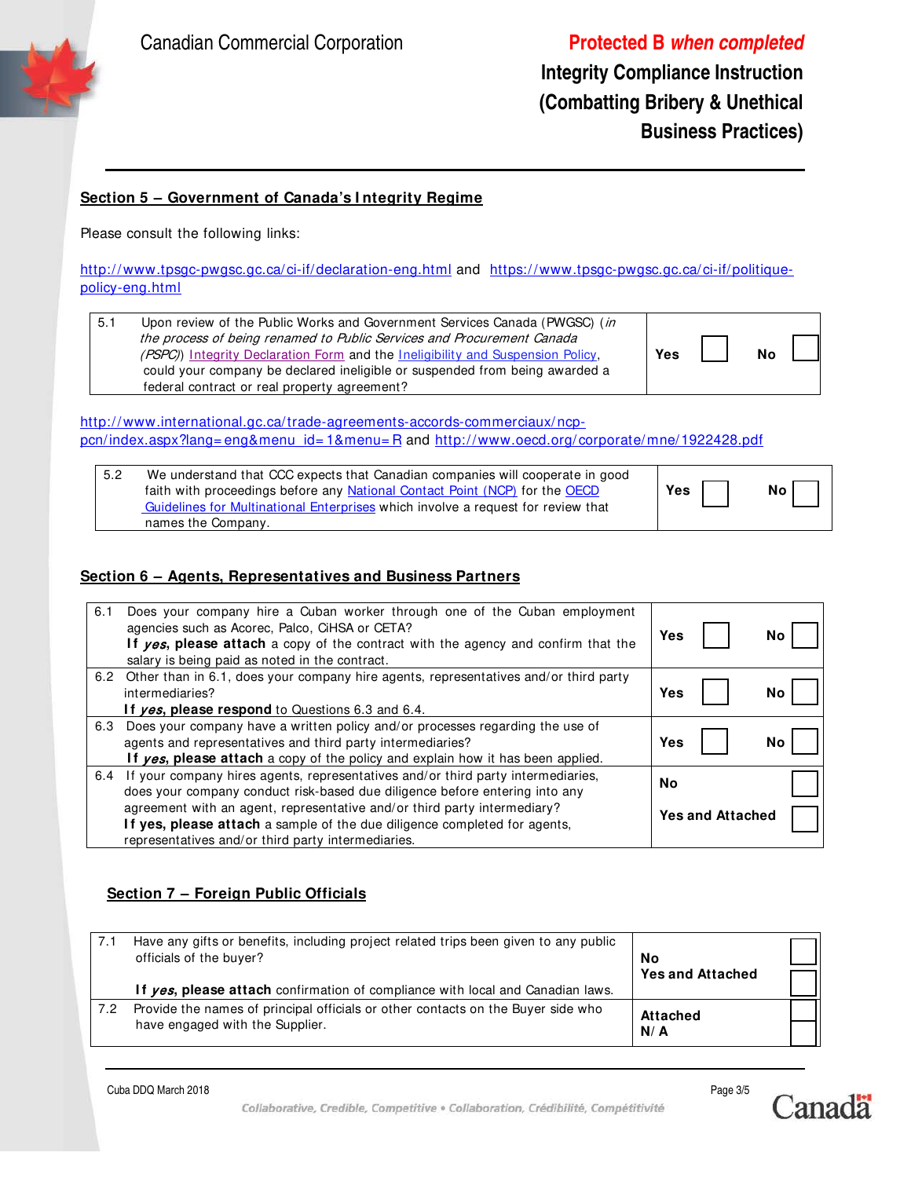## Section 5 – Government of Canada's Integrity Regime

Please consult the following links:

http://www.tpsgc-pwgsc.gc.ca/ci-if/declaration-eng.html and https://www.tpsgc-pwgsc.gc.ca/ci-if/politique-policy-eng.html

| | | |
|---|---|---|
| 5.1 | Upon review of the Public Works and Government Services Canada (PWGSC) (*in the process of being renamed to Public Services and Procurement Canada (PSPC)*) Integrity Declaration Form and the Ineligibility and Suspension Policy, could your company be declared ineligible or suspended from being awarded a federal contract or real property agreement? | **Yes** ☐ **No** ☐ |

http://www.international.gc.ca/trade-agreements-accords-commerciaux/ncp-pcn/index.aspx?lang=eng&menu_id=1&menu=R and http://www.oecd.org/corporate/mne/1922428.pdf

| | | |
|---|---|---|
| 5.2 | We understand that CCC expects that Canadian companies will cooperate in good faith with proceedings before any National Contact Point (NCP) for the OECD Guidelines for Multinational Enterprises which involve a request for review that names the Company. | **Yes** ☐ **No** ☐ |

## Section 6 – Agents, Representatives and Business Partners

| | | |
|---|---|---|
| 6.1 | Does your company hire a Cuban worker through one of the Cuban employment agencies such as Acorec, Palco, CiHSA or CETA? **If *yes*, please attach** a copy of the contract with the agency and confirm that the salary is being paid as noted in the contract. | **Yes** ☐ **No** ☐ |
| 6.2 | Other than in 6.1, does your company hire agents, representatives and/or third party intermediaries? **If *yes*, please respond** to Questions 6.3 and 6.4. | **Yes** ☐ **No** ☐ |
| 6.3 | Does your company have a written policy and/or processes regarding the use of agents and representatives and third party intermediaries? **If *yes*, please attach** a copy of the policy and explain how it has been applied. | **Yes** ☐ **No** ☐ |
| 6.4 | If your company hires agents, representatives and/or third party intermediaries, does your company conduct risk-based due diligence before entering into any agreement with an agent, representative and/or third party intermediary? **If yes, please attach** a sample of the due diligence completed for agents, representatives and/or third party intermediaries. | **No** ☐ **Yes and Attached** ☐ |

## Section 7 – Foreign Public Officials

| | | |
|---|---|---|
| 7.1 | Have any gifts or benefits, including project related trips been given to any public officials of the buyer? **If *yes*, please attach** confirmation of compliance with local and Canadian laws. | **No** ☐ **Yes and Attached** ☐ |
| 7.2 | Provide the names of principal officials or other contacts on the Buyer side who have engaged with the Supplier. | **Attached** ☐ **N/A** ☐ |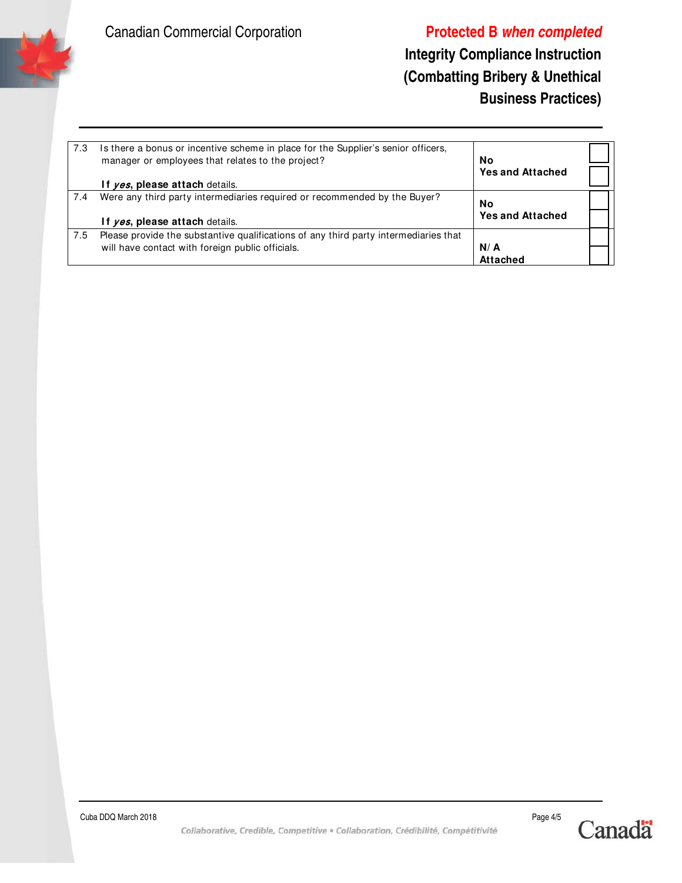| 7.3 | Is there a bonus or incentive scheme in place for the Supplier's senior officers, manager or employees that relates to the project?<br><br>**If *yes*, please attach** details. | **No**<br>**Yes and Attached** | ☐<br>☐ |
|---|---|---|---|
| 7.4 | Were any third party intermediaries required or recommended by the Buyer?<br><br>**If *yes*, please attach** details. | **No**<br>**Yes and Attached** | ☐<br>☐ |
| 7.5 | Please provide the substantive qualifications of any third party intermediaries that will have contact with foreign public officials. | **N/A**<br>**Attached** | ☐<br>☐ |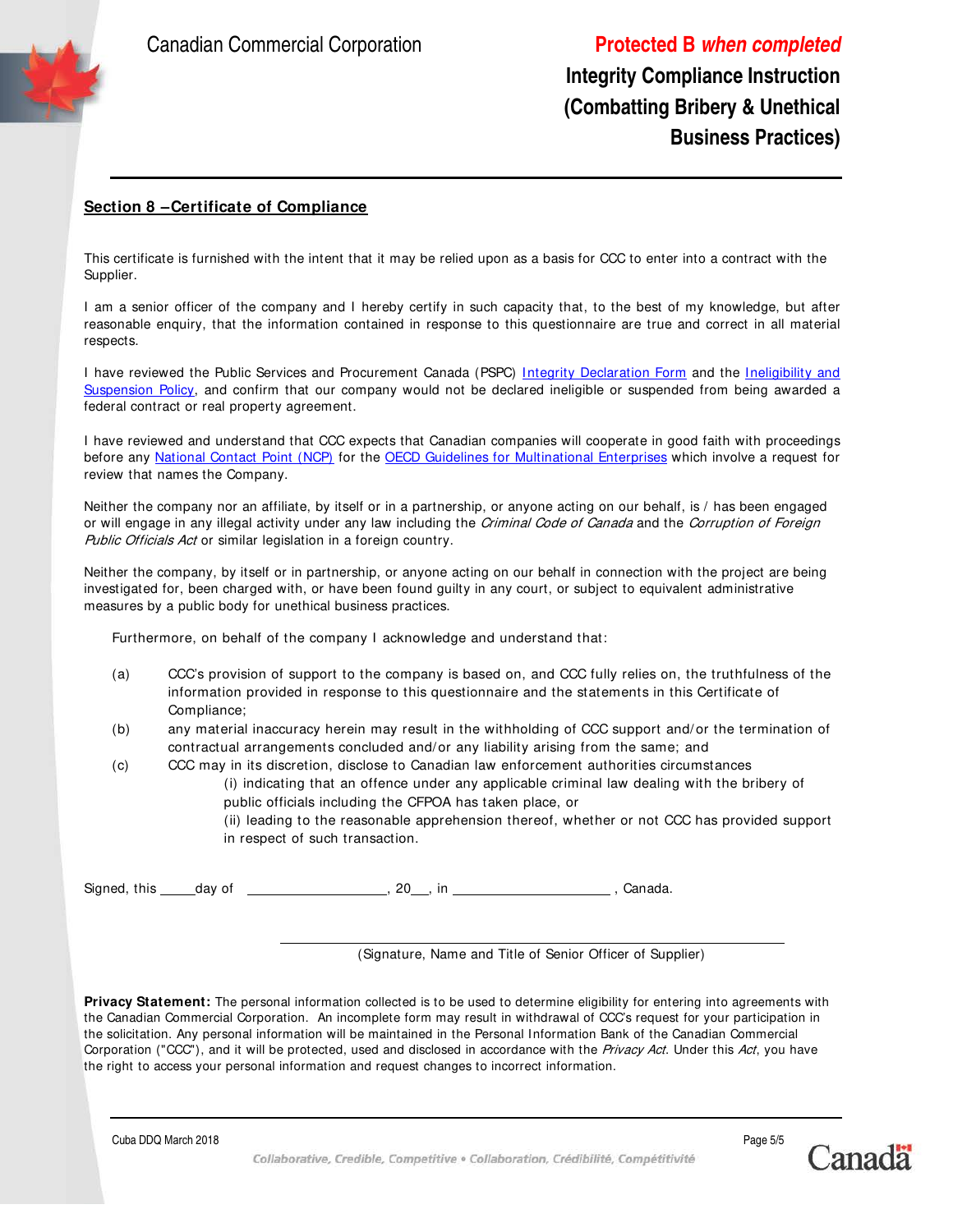## Section 8 – Certificate of Compliance

This certificate is furnished with the intent that it may be relied upon as a basis for CCC to enter into a contract with the Supplier.

I am a senior officer of the company and I hereby certify in such capacity that, to the best of my knowledge, but after reasonable enquiry, that the information contained in response to this questionnaire are true and correct in all material respects.

I have reviewed the Public Services and Procurement Canada (PSPC) Integrity Declaration Form and the Ineligibility and Suspension Policy, and confirm that our company would not be declared ineligible or suspended from being awarded a federal contract or real property agreement.

I have reviewed and understand that CCC expects that Canadian companies will cooperate in good faith with proceedings before any National Contact Point (NCP) for the OECD Guidelines for Multinational Enterprises which involve a request for review that names the Company.

Neither the company nor an affiliate, by itself or in a partnership, or anyone acting on our behalf, is / has been engaged or will engage in any illegal activity under any law including the *Criminal Code of Canada* and the *Corruption of Foreign Public Officials Act* or similar legislation in a foreign country.

Neither the company, by itself or in partnership, or anyone acting on our behalf in connection with the project are being investigated for, been charged with, or have been found guilty in any court, or subject to equivalent administrative measures by a public body for unethical business practices.

Furthermore, on behalf of the company I acknowledge and understand that:

(a) CCC's provision of support to the company is based on, and CCC fully relies on, the truthfulness of the information provided in response to this questionnaire and the statements in this Certificate of Compliance;

(b) any material inaccuracy herein may result in the withholding of CCC support and/or the termination of contractual arrangements concluded and/or any liability arising from the same; and

(c) CCC may in its discretion, disclose to Canadian law enforcement authorities circumstances
  (i) indicating that an offence under any applicable criminal law dealing with the bribery of public officials including the CFPOA has taken place, or
  (ii) leading to the reasonable apprehension thereof, whether or not CCC has provided support in respect of such transaction.

Signed, this _____day of ___________________, 20__, in _____________________ , Canada.

_____________________________________________________

(Signature, Name and Title of Senior Officer of Supplier)

**Privacy Statement:** The personal information collected is to be used to determine eligibility for entering into agreements with the Canadian Commercial Corporation. An incomplete form may result in withdrawal of CCC's request for your participation in the solicitation. Any personal information will be maintained in the Personal Information Bank of the Canadian Commercial Corporation ("CCC"), and it will be protected, used and disclosed in accordance with the *Privacy Act*. Under this *Act*, you have the right to access your personal information and request changes to incorrect information.